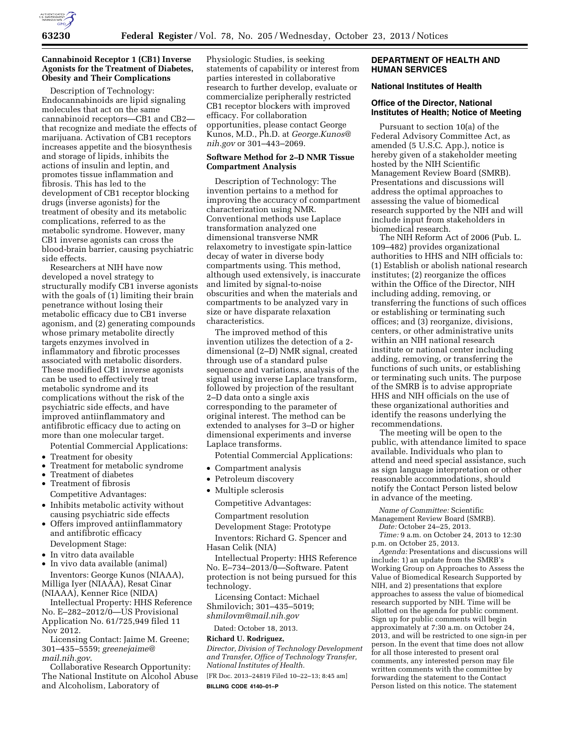### Cannabinoid Receptor 1 (CB1) Inverse Agonists for the Treatment of Diabetes, Obesity and Their Complications

Description of Technology: Endocannabinoids are lipid signaling molecules that act on the same cannabinoid receptors—CB1 and CB2—that recognize and mediate the effects of marijuana. Activation of CB1 receptors increases appetite and the biosynthesis and storage of lipids, inhibits the actions of insulin and leptin, and promotes tissue inflammation and fibrosis. This has led to the development of CB1 receptor blocking drugs (inverse agonists) for the treatment of obesity and its metabolic complications, referred to as the metabolic syndrome. However, many CB1 inverse agonists can cross the blood-brain barrier, causing psychiatric side effects.

Researchers at NIH have now developed a novel strategy to structurally modify CB1 inverse agonists with the goals of (1) limiting their brain penetrance without losing their metabolic efficacy due to CB1 inverse agonism, and (2) generating compounds whose primary metabolite directly targets enzymes involved in inflammatory and fibrotic processes associated with metabolic disorders. These modified CB1 inverse agonists can be used to effectively treat metabolic syndrome and its complications without the risk of the psychiatric side effects, and have improved antiinflammatory and antifibrotic efficacy due to acting on more than one molecular target.

Potential Commercial Applications:

- Treatment for obesity
- Treatment for metabolic syndrome
- Treatment of diabetes
- Treatment of fibrosis

Competitive Advantages:

- Inhibits metabolic activity without causing psychiatric side effects
- Offers improved antiinflammatory and antifibrotic efficacy

Development Stage:

- In vitro data available
- In vivo data available (animal)

Inventors: George Kunos (NIAAA), Milliga Iyer (NIAAA), Resat Cinar (NIAAA), Kenner Rice (NIDA)

Intellectual Property: HHS Reference No. E–282–2012/0—US Provisional Application No. 61/725,949 filed 11 Nov 2012.

Licensing Contact: Jaime M. Greene; 301–435–5559; *greenejaime@mail.nih.gov*.

Collaborative Research Opportunity: The National Institute on Alcohol Abuse and Alcoholism, Laboratory of Physiologic Studies, is seeking statements of capability or interest from parties interested in collaborative research to further develop, evaluate or commercialize peripherally restricted CB1 receptor blockers with improved efficacy. For collaboration opportunities, please contact George Kunos, M.D., Ph.D. at *George.Kunos@nih.gov* or 301–443–2069.

### Software Method for 2–D NMR Tissue Compartment Analysis

Description of Technology: The invention pertains to a method for improving the accuracy of compartment characterization using NMR. Conventional methods use Laplace transformation analyzed one dimensional transverse NMR relaxometry to investigate spin-lattice decay of water in diverse body compartments using. This method, although used extensively, is inaccurate and limited by signal-to-noise obscurities and when the materials and compartments to be analyzed vary in size or have disparate relaxation characteristics.

The improved method of this invention utilizes the detection of a 2-dimensional (2–D) NMR signal, created through use of a standard pulse sequence and variations, analysis of the signal using inverse Laplace transform, followed by projection of the resultant 2–D data onto a single axis corresponding to the parameter of original interest. The method can be extended to analyses for 3–D or higher dimensional experiments and inverse Laplace transforms.

Potential Commercial Applications:

- Compartment analysis
- Petroleum discovery
- Multiple sclerosis

Competitive Advantages:

Compartment resolution

Development Stage: Prototype

Inventors: Richard G. Spencer and Hasan Celik (NIA)

Intellectual Property: HHS Reference No. E–734–2013/0—Software. Patent protection is not being pursued for this technology.

Licensing Contact: Michael Shmilovich; 301–435–5019; *shmilovm@mail.nih.gov*

Dated: October 18, 2013.

**Richard U. Rodriguez,**

*Director, Division of Technology Development and Transfer, Office of Technology Transfer, National Institutes of Health.*

[FR Doc. 2013–24819 Filed 10–22–13; 8:45 am]

**BILLING CODE 4140–01–P**

## DEPARTMENT OF HEALTH AND HUMAN SERVICES

### National Institutes of Health

### Office of the Director, National Institutes of Health; Notice of Meeting

Pursuant to section 10(a) of the Federal Advisory Committee Act, as amended (5 U.S.C. App.), notice is hereby given of a stakeholder meeting hosted by the NIH Scientific Management Review Board (SMRB). Presentations and discussions will address the optimal approaches to assessing the value of biomedical research supported by the NIH and will include input from stakeholders in biomedical research.

The NIH Reform Act of 2006 (Pub. L. 109–482) provides organizational authorities to HHS and NIH officials to: (1) Establish or abolish national research institutes; (2) reorganize the offices within the Office of the Director, NIH including adding, removing, or transferring the functions of such offices or establishing or terminating such offices; and (3) reorganize, divisions, centers, or other administrative units within an NIH national research institute or national center including adding, removing, or transferring the functions of such units, or establishing or terminating such units. The purpose of the SMRB is to advise appropriate HHS and NIH officials on the use of these organizational authorities and identify the reasons underlying the recommendations.

The meeting will be open to the public, with attendance limited to space available. Individuals who plan to attend and need special assistance, such as sign language interpretation or other reasonable accommodations, should notify the Contact Person listed below in advance of the meeting.

*Name of Committee:* Scientific Management Review Board (SMRB).

*Date:* October 24–25, 2013.

*Time:* 9 a.m. on October 24, 2013 to 12:30 p.m. on October 25, 2013.

*Agenda:* Presentations and discussions will include: 1) an update from the SMRB's Working Group on Approaches to Assess the Value of Biomedical Research Supported by NIH, and 2) presentations that explore approaches to assess the value of biomedical research supported by NIH. Time will be allotted on the agenda for public comment. Sign up for public comments will begin approximately at 7:30 a.m. on October 24, 2013, and will be restricted to one sign-in per person. In the event that time does not allow for all those interested to present oral comments, any interested person may file written comments with the committee by forwarding the statement to the Contact Person listed on this notice. The statement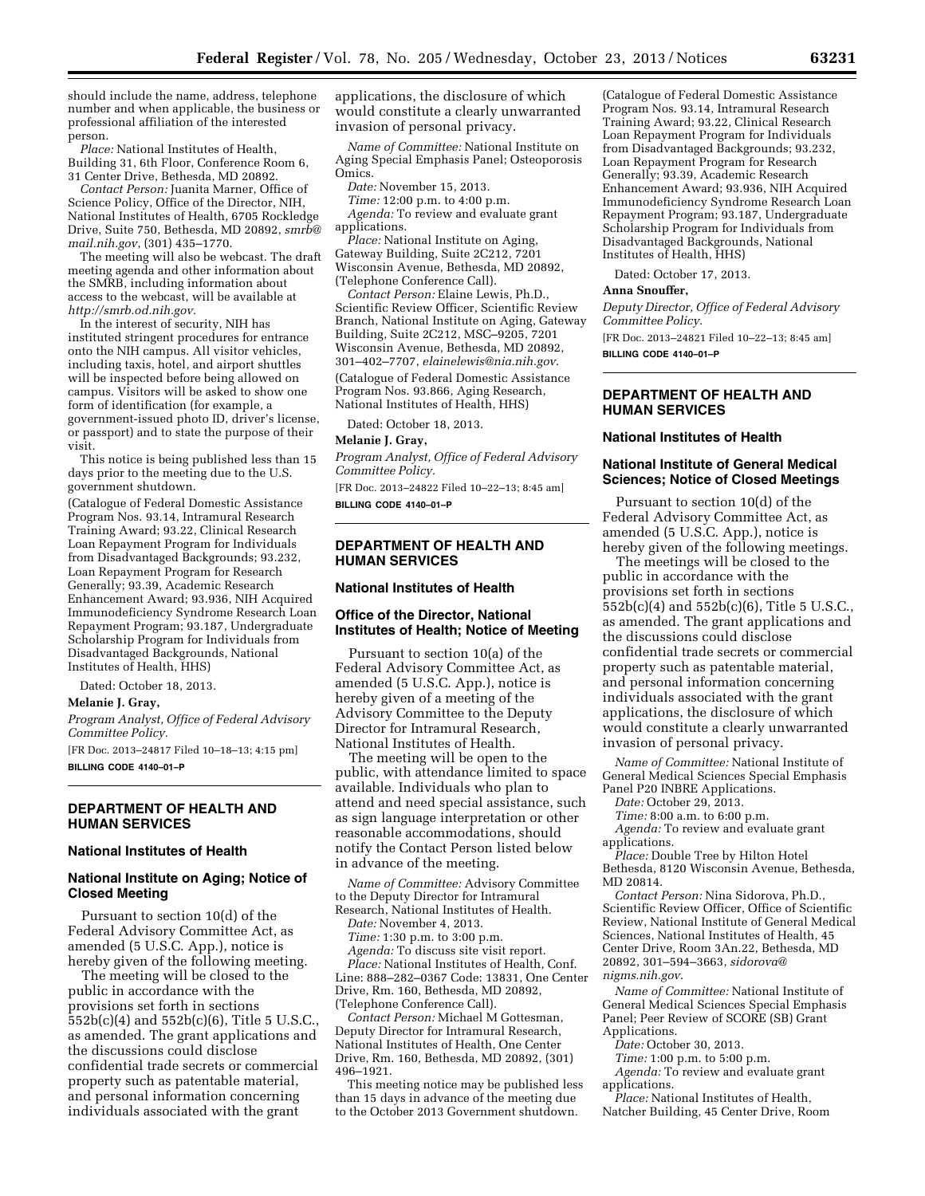should include the name, address, telephone number and when applicable, the business or professional affiliation of the interested person.

*Place:* National Institutes of Health, Building 31, 6th Floor, Conference Room 6, 31 Center Drive, Bethesda, MD 20892.

*Contact Person:* Juanita Marner, Office of Science Policy, Office of the Director, NIH, National Institutes of Health, 6705 Rockledge Drive, Suite 750, Bethesda, MD 20892, *smrb@mail.nih.gov*, (301) 435–1770.

The meeting will also be webcast. The draft meeting agenda and other information about the SMRB, including information about access to the webcast, will be available at *http://smrb.od.nih.gov.*

In the interest of security, NIH has instituted stringent procedures for entrance onto the NIH campus. All visitor vehicles, including taxis, hotel, and airport shuttles will be inspected before being allowed on campus. Visitors will be asked to show one form of identification (for example, a government-issued photo ID, driver's license, or passport) and to state the purpose of their visit.

This notice is being published less than 15 days prior to the meeting due to the U.S. government shutdown.

(Catalogue of Federal Domestic Assistance Program Nos. 93.14, Intramural Research Training Award; 93.22, Clinical Research Loan Repayment Program for Individuals from Disadvantaged Backgrounds; 93.232, Loan Repayment Program for Research Generally; 93.39, Academic Research Enhancement Award; 93.936, NIH Acquired Immunodeficiency Syndrome Research Loan Repayment Program; 93.187, Undergraduate Scholarship Program for Individuals from Disadvantaged Backgrounds, National Institutes of Health, HHS)

Dated: October 18, 2013.

**Melanie J. Gray,**

*Program Analyst, Office of Federal Advisory Committee Policy.*

[FR Doc. 2013–24817 Filed 10–18–13; 4:15 pm]

**BILLING CODE 4140–01–P**

## DEPARTMENT OF HEALTH AND HUMAN SERVICES

### National Institutes of Health

### National Institute on Aging; Notice of Closed Meeting

Pursuant to section 10(d) of the Federal Advisory Committee Act, as amended (5 U.S.C. App.), notice is hereby given of the following meeting.

The meeting will be closed to the public in accordance with the provisions set forth in sections 552b(c)(4) and 552b(c)(6), Title 5 U.S.C., as amended. The grant applications and the discussions could disclose confidential trade secrets or commercial property such as patentable material, and personal information concerning individuals associated with the grant applications, the disclosure of which would constitute a clearly unwarranted invasion of personal privacy.

*Name of Committee:* National Institute on Aging Special Emphasis Panel; Osteoporosis Omics.

*Date:* November 15, 2013.

*Time:* 12:00 p.m. to 4:00 p.m.

*Agenda:* To review and evaluate grant applications.

*Place:* National Institute on Aging, Gateway Building, Suite 2C212, 7201 Wisconsin Avenue, Bethesda, MD 20892, (Telephone Conference Call).

*Contact Person:* Elaine Lewis, Ph.D., Scientific Review Officer, Scientific Review Branch, National Institute on Aging, Gateway Building, Suite 2C212, MSC–9205, 7201 Wisconsin Avenue, Bethesda, MD 20892, 301–402–7707, *elainelewis@nia.nih.gov.*

(Catalogue of Federal Domestic Assistance Program Nos. 93.866, Aging Research, National Institutes of Health, HHS)

Dated: October 18, 2013.

**Melanie J. Gray,**

*Program Analyst, Office of Federal Advisory Committee Policy.*

[FR Doc. 2013–24822 Filed 10–22–13; 8:45 am]

**BILLING CODE 4140–01–P**

## DEPARTMENT OF HEALTH AND HUMAN SERVICES

### National Institutes of Health

### Office of the Director, National Institutes of Health; Notice of Meeting

Pursuant to section 10(a) of the Federal Advisory Committee Act, as amended (5 U.S.C. App.), notice is hereby given of a meeting of the Advisory Committee to the Deputy Director for Intramural Research, National Institutes of Health.

The meeting will be open to the public, with attendance limited to space available. Individuals who plan to attend and need special assistance, such as sign language interpretation or other reasonable accommodations, should notify the Contact Person listed below in advance of the meeting.

*Name of Committee:* Advisory Committee to the Deputy Director for Intramural Research, National Institutes of Health.

*Date:* November 4, 2013.

*Time:* 1:30 p.m. to 3:00 p.m.

*Agenda:* To discuss site visit report.

*Place:* National Institutes of Health, Conf. Line: 888–282–0367 Code: 13831, One Center Drive, Rm. 160, Bethesda, MD 20892, (Telephone Conference Call).

*Contact Person:* Michael M Gottesman, Deputy Director for Intramural Research, National Institutes of Health, One Center Drive, Rm. 160, Bethesda, MD 20892, (301) 496–1921.

This meeting notice may be published less than 15 days in advance of the meeting due to the October 2013 Government shutdown.

(Catalogue of Federal Domestic Assistance Program Nos. 93.14, Intramural Research Training Award; 93.22, Clinical Research Loan Repayment Program for Individuals from Disadvantaged Backgrounds; 93.232, Loan Repayment Program for Research Generally; 93.39, Academic Research Enhancement Award; 93.936, NIH Acquired Immunodeficiency Syndrome Research Loan Repayment Program; 93.187, Undergraduate Scholarship Program for Individuals from Disadvantaged Backgrounds, National Institutes of Health, HHS)

Dated: October 17, 2013.

**Anna Snouffer,**

*Deputy Director, Office of Federal Advisory Committee Policy.*

[FR Doc. 2013–24821 Filed 10–22–13; 8:45 am]

**BILLING CODE 4140–01–P**

## DEPARTMENT OF HEALTH AND HUMAN SERVICES

### National Institutes of Health

### National Institute of General Medical Sciences; Notice of Closed Meetings

Pursuant to section 10(d) of the Federal Advisory Committee Act, as amended (5 U.S.C. App.), notice is hereby given of the following meetings.

The meetings will be closed to the public in accordance with the provisions set forth in sections 552b(c)(4) and 552b(c)(6), Title 5 U.S.C., as amended. The grant applications and the discussions could disclose confidential trade secrets or commercial property such as patentable material, and personal information concerning individuals associated with the grant applications, the disclosure of which would constitute a clearly unwarranted invasion of personal privacy.

*Name of Committee:* National Institute of General Medical Sciences Special Emphasis Panel P20 INBRE Applications.

*Date:* October 29, 2013.

*Time:* 8:00 a.m. to 6:00 p.m.

*Agenda:* To review and evaluate grant applications.

*Place:* Double Tree by Hilton Hotel Bethesda, 8120 Wisconsin Avenue, Bethesda, MD 20814.

*Contact Person:* Nina Sidorova, Ph.D., Scientific Review Officer, Office of Scientific Review, National Institute of General Medical Sciences, National Institutes of Health, 45 Center Drive, Room 3An.22, Bethesda, MD 20892, 301–594–3663, *sidorova@nigms.nih.gov.*

*Name of Committee:* National Institute of General Medical Sciences Special Emphasis Panel; Peer Review of SCORE (SB) Grant Applications.

*Date:* October 30, 2013.

*Time:* 1:00 p.m. to 5:00 p.m.

*Agenda:* To review and evaluate grant applications.

*Place:* National Institutes of Health, Natcher Building, 45 Center Drive, Room